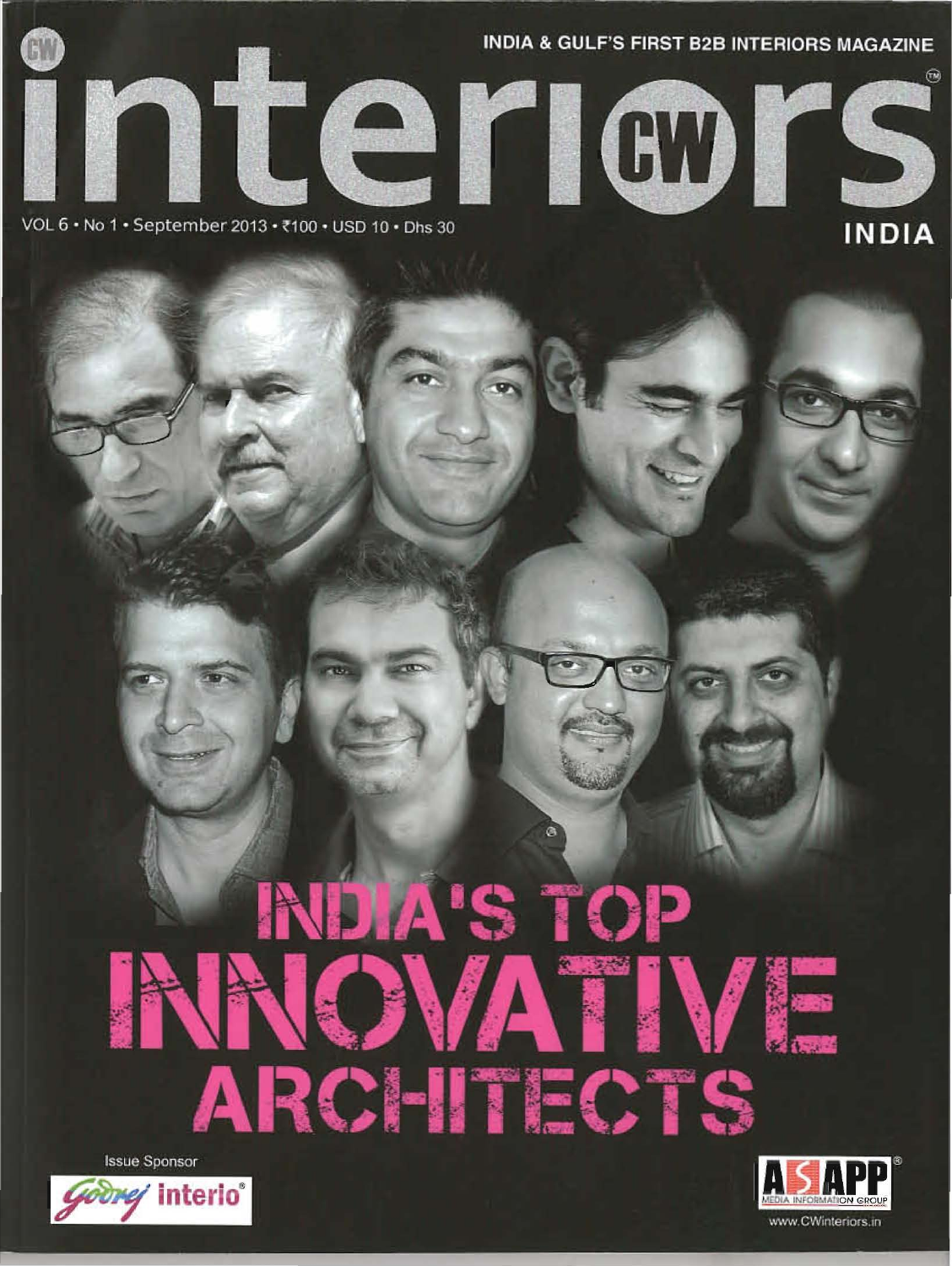INDIA & GULF'S FIRST B2B INTERIORS MAGAZINE

# interiors

VOL 6 • No 1 • September 2013 • ₹100 • USD 10 • Dhs 30

INDIA

# INDIA'S TOP INNOVATIVE ARCHITECTS

Issue Sponsor

Godrej interio

ASAPP MEDIA INFORMATION GROUP

www.CWinteriors.in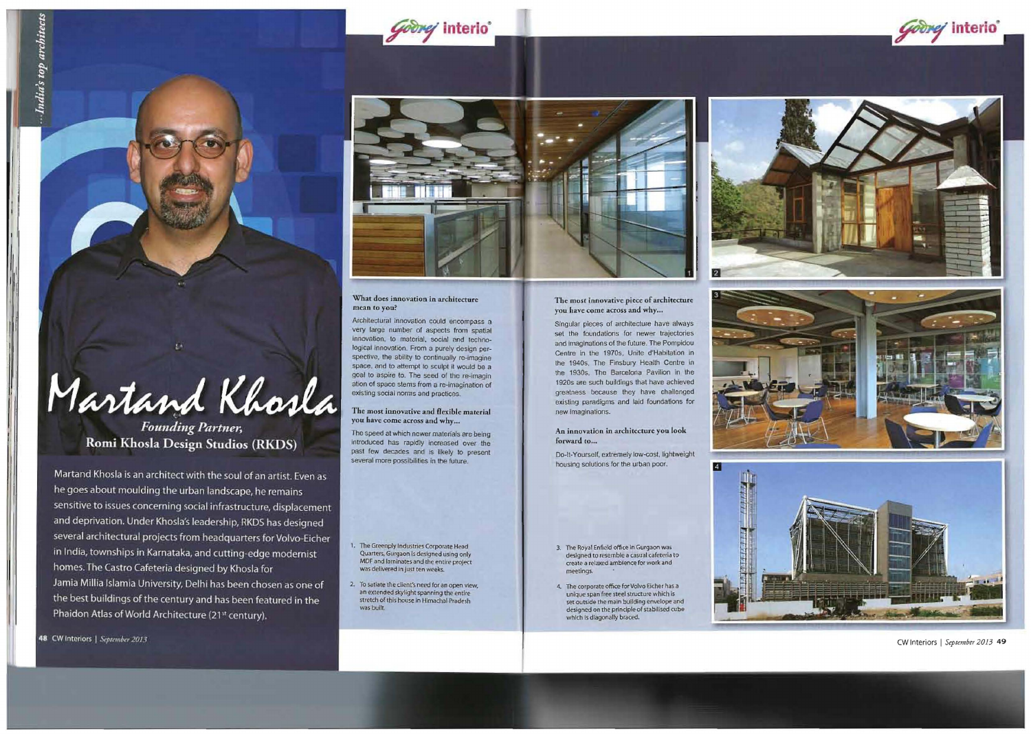# Martand Khosla

**_Founding Partner,_**
**Romi Khosla Design Studios (RKDS)**

Martand Khosla is an architect with the soul of an artist. Even as he goes about moulding the urban landscape, he remains sensitive to issues concerning social infrastructure, displacement and deprivation. Under Khosla's leadership, RKDS has designed several architectural projects from headquarters for Volvo-Eicher in India, townships in Karnataka, and cutting-edge modernist homes. The Castro Cafeteria designed by Khosla for Jamia Millia Islamia University, Delhi has been chosen as one of the best buildings of the century and has been featured in the Phaidon Atlas of World Architecture (21st century).

### What does innovation in architecture mean to you?

Architectural innovation could encompass a very large number of aspects from spatial innovation, to material, social and technological innovation. From a purely design perspective, the ability to continually re-imagine space, and to attempt to sculpt it would be a goal to aspire to. The seed of the re-imagination of space stems from a re-imagination of existing social norms and practices.

### The most innovative and flexible material you have come across and why...

The speed at which newer materials are being introduced has rapidly increased over the past few decades and is likely to present several more possibilities in the future.

### The most innovative piece of architecture you have come across and why...

Singular pieces of architecture have always set the foundations for newer trajectories and imaginations of the future. The Pompidou Centre in the 1970s, Unite d'Habitation in the 1940s, The Finsbury Health Centre in the 1930s, The Barcelona Pavilion in the 1920s are such buildings that have achieved greatness because they have challenged existing paradigms and laid foundations for new imaginations.

### An innovation in architecture you look forward to...

Do-It-Yourself, extremely low-cost, lightweight housing solutions for the urban poor.

1. The Greenply Industries Corporate Head Quarters, Gurgaon is designed using only MDF and laminates and the entire project was delivered in just ten weeks.
2. To satiate the client's need for an open view, an extended skylight spanning the entire stretch of this house in Himachal Pradesh was built.
3. The Royal Enfield office in Gurgaon was designed to resemble a casual cafeteria to create a relaxed ambience for work and meetings.
4. The corporate office for Volvo Eicher has a unique span free steel structure which is set outside the main building envelope and designed on the principle of stabilised cube which is diagonally braced.